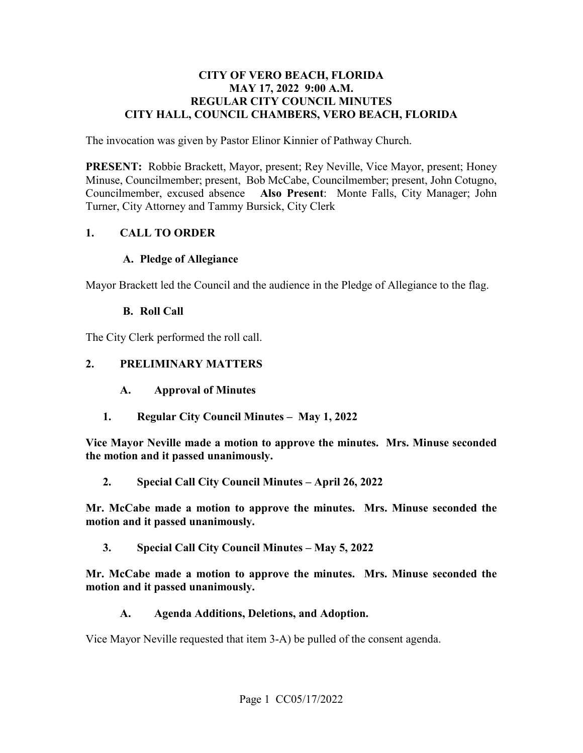# CITY OF VERO BEACH, FLORIDA
# MAY 17, 2022 9:00 A.M.
# REGULAR CITY COUNCIL MINUTES
# CITY HALL, COUNCIL CHAMBERS, VERO BEACH, FLORIDA

The invocation was given by Pastor Elinor Kinnier of Pathway Church.

**PRESENT:** Robbie Brackett, Mayor, present; Rey Neville, Vice Mayor, present; Honey Minuse, Councilmember; present, Bob McCabe, Councilmember; present, John Cotugno, Councilmember, excused absence **Also Present**: Monte Falls, City Manager; John Turner, City Attorney and Tammy Bursick, City Clerk

## 1. CALL TO ORDER

### A. Pledge of Allegiance

Mayor Brackett led the Council and the audience in the Pledge of Allegiance to the flag.

### B. Roll Call

The City Clerk performed the roll call.

## 2. PRELIMINARY MATTERS

### A. Approval of Minutes

**1. Regular City Council Minutes – May 1, 2022**

**Vice Mayor Neville made a motion to approve the minutes. Mrs. Minuse seconded the motion and it passed unanimously.**

**2. Special Call City Council Minutes – April 26, 2022**

**Mr. McCabe made a motion to approve the minutes. Mrs. Minuse seconded the motion and it passed unanimously.**

**3. Special Call City Council Minutes – May 5, 2022**

**Mr. McCabe made a motion to approve the minutes. Mrs. Minuse seconded the motion and it passed unanimously.**

### A. Agenda Additions, Deletions, and Adoption.

Vice Mayor Neville requested that item 3-A) be pulled of the consent agenda.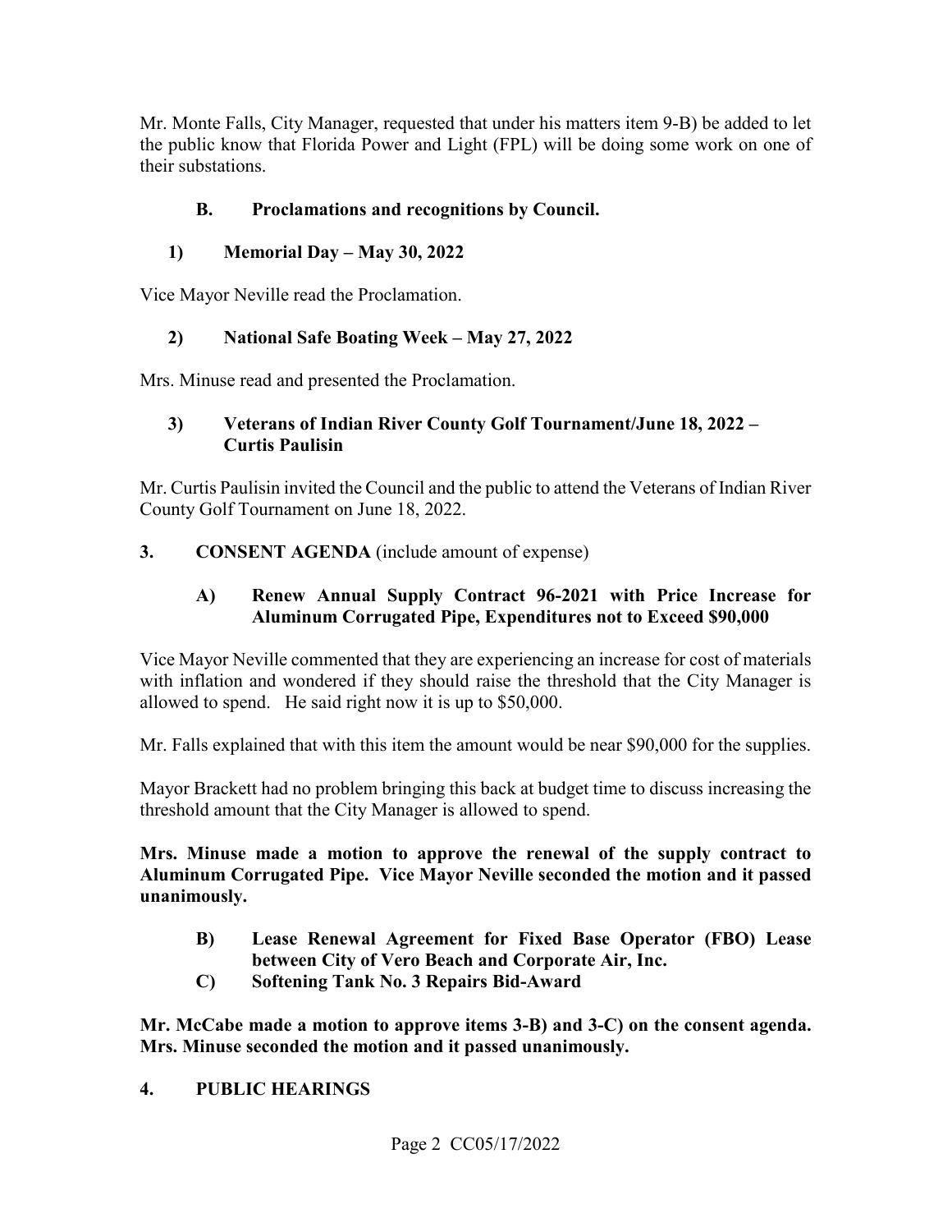Mr. Monte Falls, City Manager, requested that under his matters item 9-B) be added to let the public know that Florida Power and Light (FPL) will be doing some work on one of their substations.

**B. Proclamations and recognitions by Council.**

**1) Memorial Day – May 30, 2022**

Vice Mayor Neville read the Proclamation.

**2) National Safe Boating Week – May 27, 2022**

Mrs. Minuse read and presented the Proclamation.

**3) Veterans of Indian River County Golf Tournament/June 18, 2022 – Curtis Paulisin**

Mr. Curtis Paulisin invited the Council and the public to attend the Veterans of Indian River County Golf Tournament on June 18, 2022.

**3. CONSENT AGENDA** (include amount of expense)

**A) Renew Annual Supply Contract 96-2021 with Price Increase for Aluminum Corrugated Pipe, Expenditures not to Exceed $90,000**

Vice Mayor Neville commented that they are experiencing an increase for cost of materials with inflation and wondered if they should raise the threshold that the City Manager is allowed to spend. He said right now it is up to $50,000.

Mr. Falls explained that with this item the amount would be near $90,000 for the supplies.

Mayor Brackett had no problem bringing this back at budget time to discuss increasing the threshold amount that the City Manager is allowed to spend.

**Mrs. Minuse made a motion to approve the renewal of the supply contract to Aluminum Corrugated Pipe. Vice Mayor Neville seconded the motion and it passed unanimously.**

**B) Lease Renewal Agreement for Fixed Base Operator (FBO) Lease between City of Vero Beach and Corporate Air, Inc.**

**C) Softening Tank No. 3 Repairs Bid-Award**

**Mr. McCabe made a motion to approve items 3-B) and 3-C) on the consent agenda. Mrs. Minuse seconded the motion and it passed unanimously.**

**4. PUBLIC HEARINGS**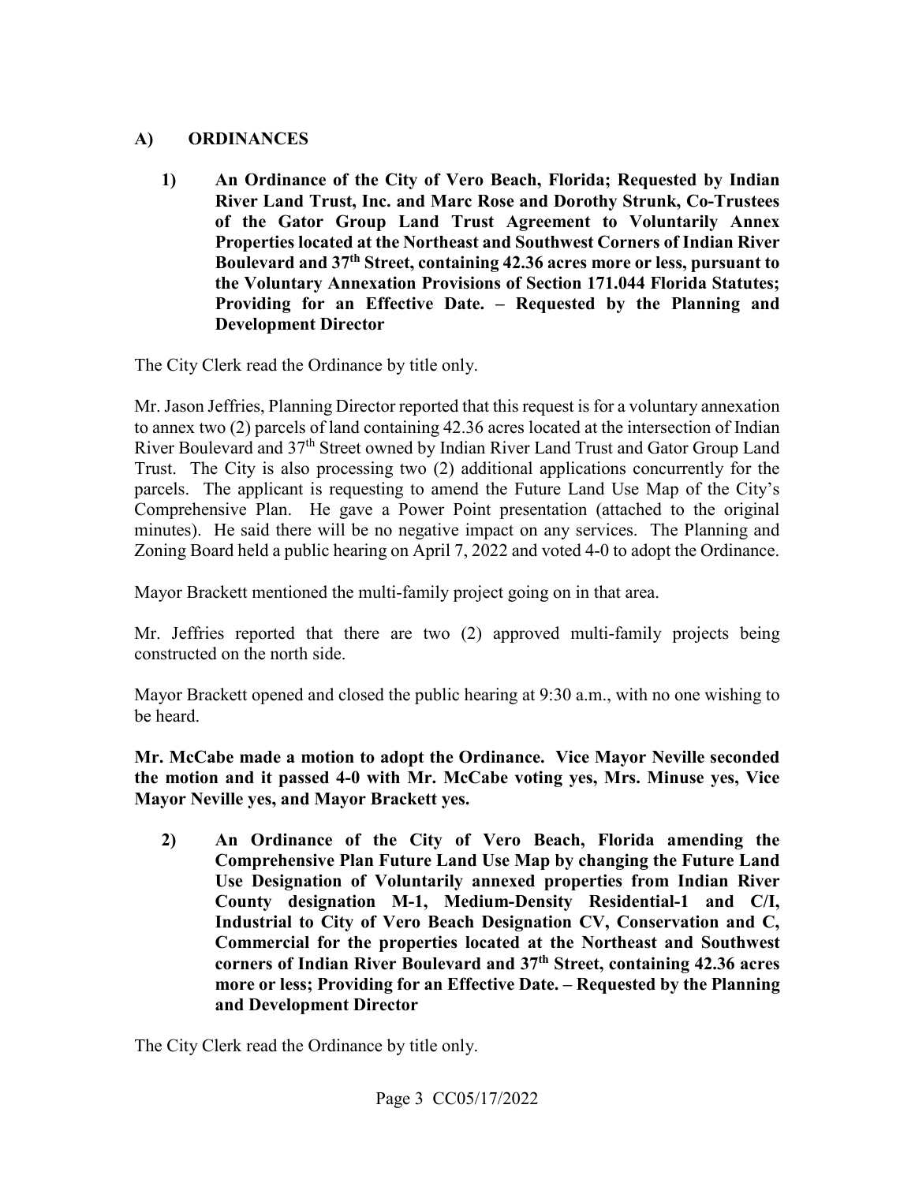## A) ORDINANCES

**1) An Ordinance of the City of Vero Beach, Florida; Requested by Indian River Land Trust, Inc. and Marc Rose and Dorothy Strunk, Co-Trustees of the Gator Group Land Trust Agreement to Voluntarily Annex Properties located at the Northeast and Southwest Corners of Indian River Boulevard and 37th Street, containing 42.36 acres more or less, pursuant to the Voluntary Annexation Provisions of Section 171.044 Florida Statutes; Providing for an Effective Date. – Requested by the Planning and Development Director**

The City Clerk read the Ordinance by title only.

Mr. Jason Jeffries, Planning Director reported that this request is for a voluntary annexation to annex two (2) parcels of land containing 42.36 acres located at the intersection of Indian River Boulevard and 37th Street owned by Indian River Land Trust and Gator Group Land Trust. The City is also processing two (2) additional applications concurrently for the parcels. The applicant is requesting to amend the Future Land Use Map of the City's Comprehensive Plan. He gave a Power Point presentation (attached to the original minutes). He said there will be no negative impact on any services. The Planning and Zoning Board held a public hearing on April 7, 2022 and voted 4-0 to adopt the Ordinance.

Mayor Brackett mentioned the multi-family project going on in that area.

Mr. Jeffries reported that there are two (2) approved multi-family projects being constructed on the north side.

Mayor Brackett opened and closed the public hearing at 9:30 a.m., with no one wishing to be heard.

**Mr. McCabe made a motion to adopt the Ordinance. Vice Mayor Neville seconded the motion and it passed 4-0 with Mr. McCabe voting yes, Mrs. Minuse yes, Vice Mayor Neville yes, and Mayor Brackett yes.**

**2) An Ordinance of the City of Vero Beach, Florida amending the Comprehensive Plan Future Land Use Map by changing the Future Land Use Designation of Voluntarily annexed properties from Indian River County designation M-1, Medium-Density Residential-1 and C/I, Industrial to City of Vero Beach Designation CV, Conservation and C, Commercial for the properties located at the Northeast and Southwest corners of Indian River Boulevard and 37th Street, containing 42.36 acres more or less; Providing for an Effective Date. – Requested by the Planning and Development Director**

The City Clerk read the Ordinance by title only.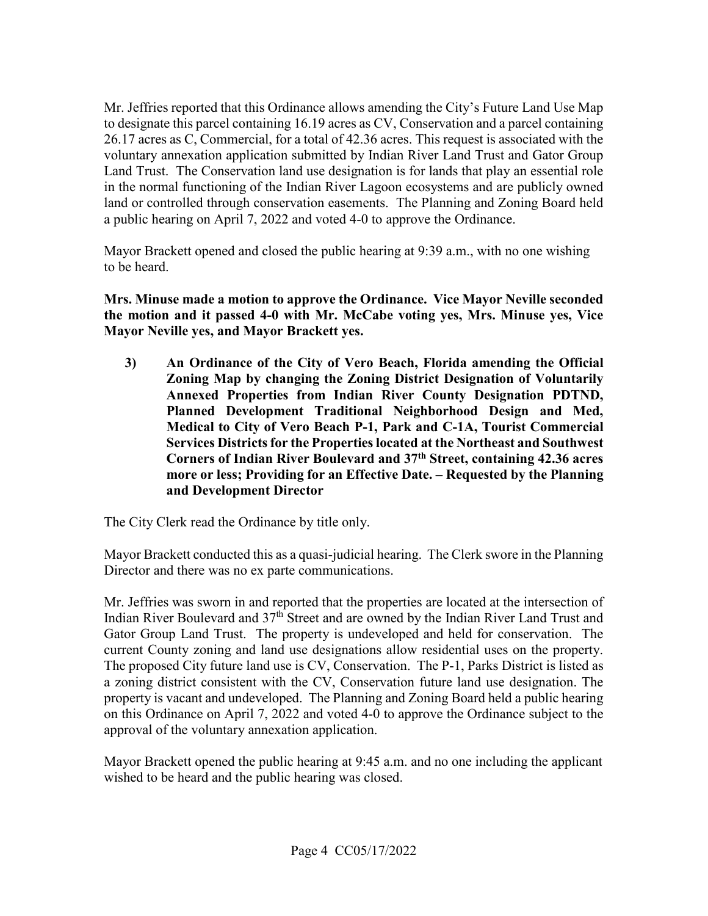Mr. Jeffries reported that this Ordinance allows amending the City's Future Land Use Map to designate this parcel containing 16.19 acres as CV, Conservation and a parcel containing 26.17 acres as C, Commercial, for a total of 42.36 acres. This request is associated with the voluntary annexation application submitted by Indian River Land Trust and Gator Group Land Trust. The Conservation land use designation is for lands that play an essential role in the normal functioning of the Indian River Lagoon ecosystems and are publicly owned land or controlled through conservation easements. The Planning and Zoning Board held a public hearing on April 7, 2022 and voted 4-0 to approve the Ordinance.

Mayor Brackett opened and closed the public hearing at 9:39 a.m., with no one wishing to be heard.

**Mrs. Minuse made a motion to approve the Ordinance. Vice Mayor Neville seconded the motion and it passed 4-0 with Mr. McCabe voting yes, Mrs. Minuse yes, Vice Mayor Neville yes, and Mayor Brackett yes.**

**3) An Ordinance of the City of Vero Beach, Florida amending the Official Zoning Map by changing the Zoning District Designation of Voluntarily Annexed Properties from Indian River County Designation PDTND, Planned Development Traditional Neighborhood Design and Med, Medical to City of Vero Beach P-1, Park and C-1A, Tourist Commercial Services Districts for the Properties located at the Northeast and Southwest Corners of Indian River Boulevard and 37th Street, containing 42.36 acres more or less; Providing for an Effective Date. – Requested by the Planning and Development Director**

The City Clerk read the Ordinance by title only.

Mayor Brackett conducted this as a quasi-judicial hearing. The Clerk swore in the Planning Director and there was no ex parte communications.

Mr. Jeffries was sworn in and reported that the properties are located at the intersection of Indian River Boulevard and 37th Street and are owned by the Indian River Land Trust and Gator Group Land Trust. The property is undeveloped and held for conservation. The current County zoning and land use designations allow residential uses on the property. The proposed City future land use is CV, Conservation. The P-1, Parks District is listed as a zoning district consistent with the CV, Conservation future land use designation. The property is vacant and undeveloped. The Planning and Zoning Board held a public hearing on this Ordinance on April 7, 2022 and voted 4-0 to approve the Ordinance subject to the approval of the voluntary annexation application.

Mayor Brackett opened the public hearing at 9:45 a.m. and no one including the applicant wished to be heard and the public hearing was closed.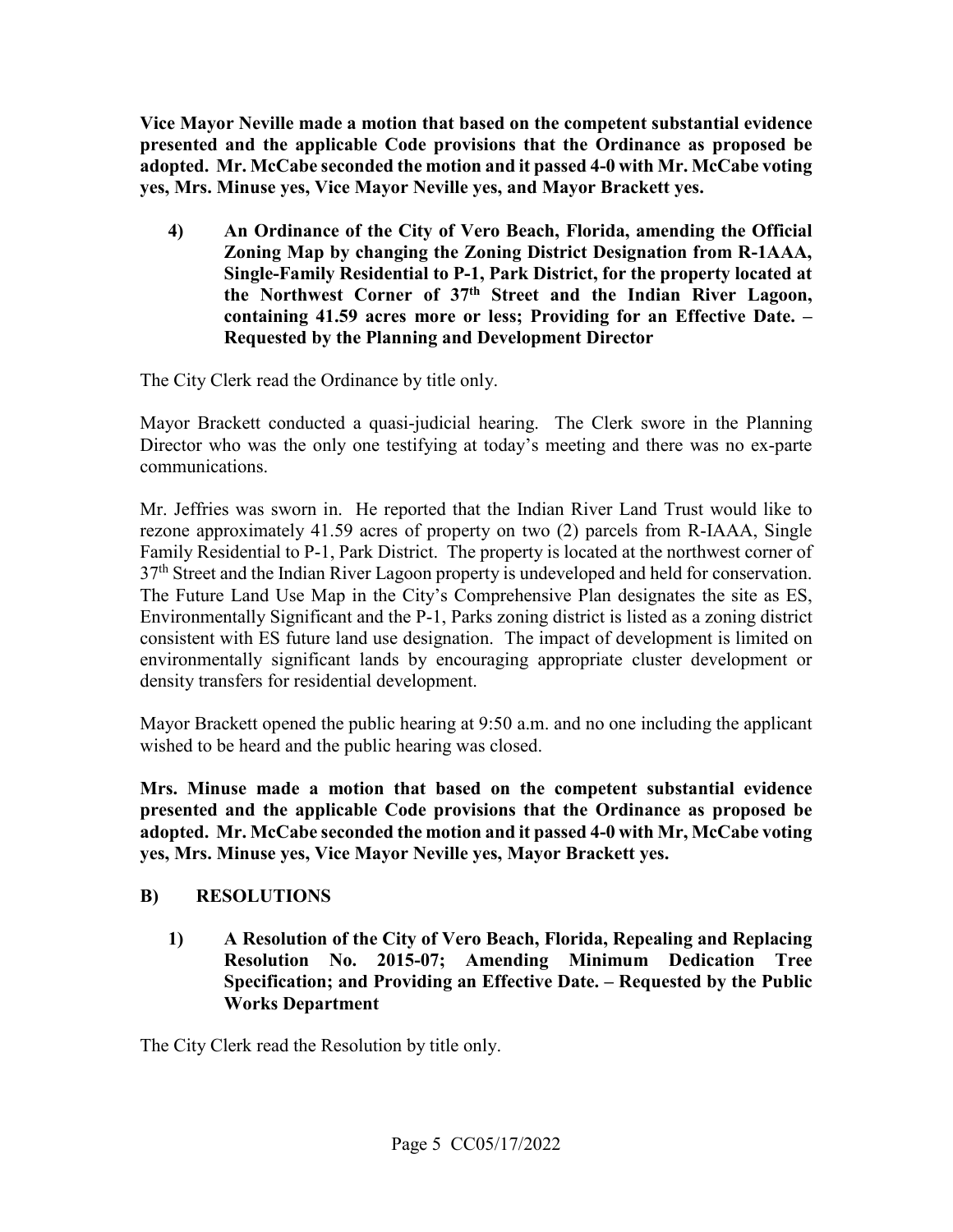**Vice Mayor Neville made a motion that based on the competent substantial evidence presented and the applicable Code provisions that the Ordinance as proposed be adopted. Mr. McCabe seconded the motion and it passed 4-0 with Mr. McCabe voting yes, Mrs. Minuse yes, Vice Mayor Neville yes, and Mayor Brackett yes.**

**4) An Ordinance of the City of Vero Beach, Florida, amending the Official Zoning Map by changing the Zoning District Designation from R-1AAA, Single-Family Residential to P-1, Park District, for the property located at the Northwest Corner of 37th Street and the Indian River Lagoon, containing 41.59 acres more or less; Providing for an Effective Date. – Requested by the Planning and Development Director**

The City Clerk read the Ordinance by title only.

Mayor Brackett conducted a quasi-judicial hearing. The Clerk swore in the Planning Director who was the only one testifying at today's meeting and there was no ex-parte communications.

Mr. Jeffries was sworn in. He reported that the Indian River Land Trust would like to rezone approximately 41.59 acres of property on two (2) parcels from R-IAAA, Single Family Residential to P-1, Park District. The property is located at the northwest corner of 37th Street and the Indian River Lagoon property is undeveloped and held for conservation. The Future Land Use Map in the City's Comprehensive Plan designates the site as ES, Environmentally Significant and the P-1, Parks zoning district is listed as a zoning district consistent with ES future land use designation. The impact of development is limited on environmentally significant lands by encouraging appropriate cluster development or density transfers for residential development.

Mayor Brackett opened the public hearing at 9:50 a.m. and no one including the applicant wished to be heard and the public hearing was closed.

**Mrs. Minuse made a motion that based on the competent substantial evidence presented and the applicable Code provisions that the Ordinance as proposed be adopted. Mr. McCabe seconded the motion and it passed 4-0 with Mr, McCabe voting yes, Mrs. Minuse yes, Vice Mayor Neville yes, Mayor Brackett yes.**

## B) RESOLUTIONS

**1) A Resolution of the City of Vero Beach, Florida, Repealing and Replacing Resolution No. 2015-07; Amending Minimum Dedication Tree Specification; and Providing an Effective Date. – Requested by the Public Works Department**

The City Clerk read the Resolution by title only.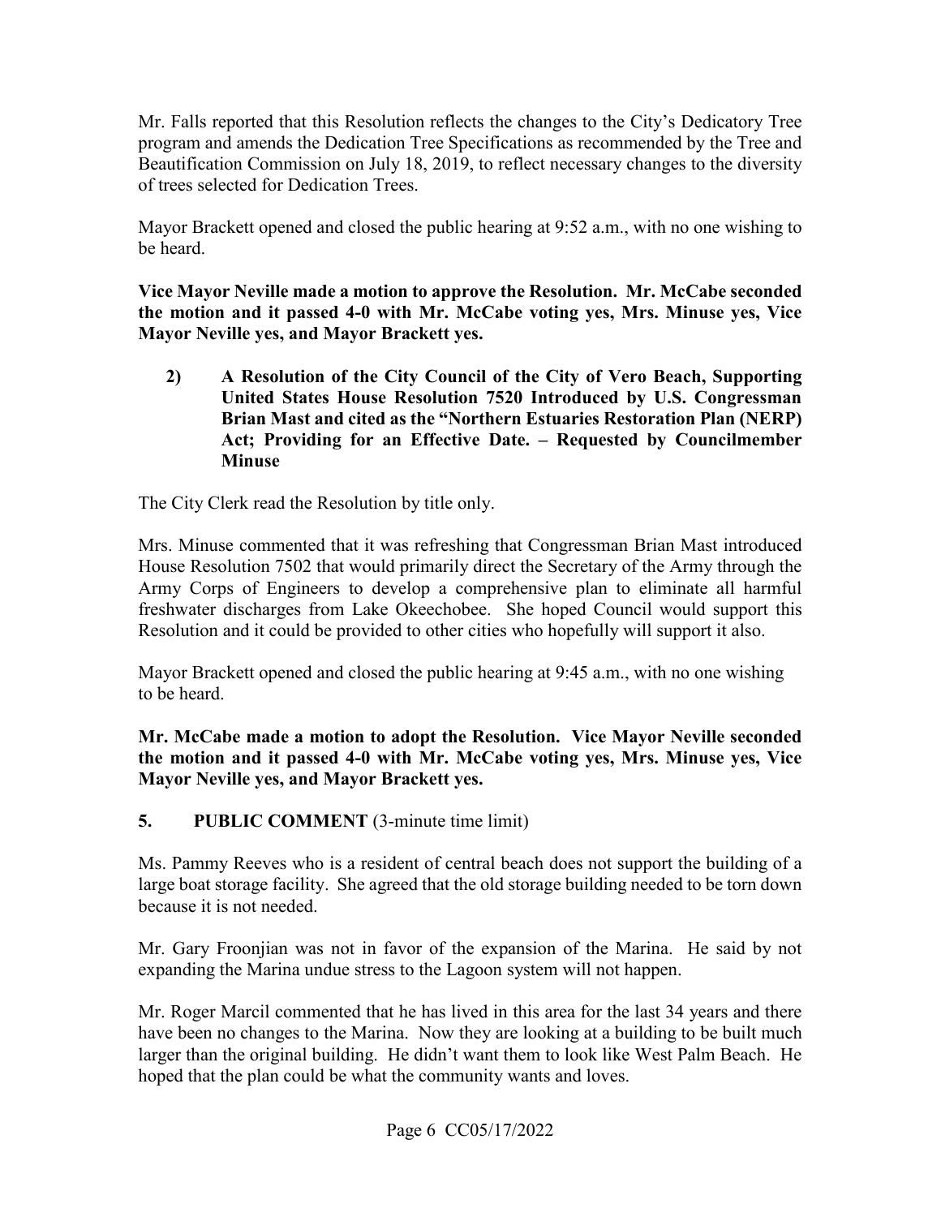Mr. Falls reported that this Resolution reflects the changes to the City's Dedicatory Tree program and amends the Dedication Tree Specifications as recommended by the Tree and Beautification Commission on July 18, 2019, to reflect necessary changes to the diversity of trees selected for Dedication Trees.

Mayor Brackett opened and closed the public hearing at 9:52 a.m., with no one wishing to be heard.

**Vice Mayor Neville made a motion to approve the Resolution. Mr. McCabe seconded the motion and it passed 4-0 with Mr. McCabe voting yes, Mrs. Minuse yes, Vice Mayor Neville yes, and Mayor Brackett yes.**

**2) A Resolution of the City Council of the City of Vero Beach, Supporting United States House Resolution 7520 Introduced by U.S. Congressman Brian Mast and cited as the "Northern Estuaries Restoration Plan (NERP) Act; Providing for an Effective Date. – Requested by Councilmember Minuse**

The City Clerk read the Resolution by title only.

Mrs. Minuse commented that it was refreshing that Congressman Brian Mast introduced House Resolution 7502 that would primarily direct the Secretary of the Army through the Army Corps of Engineers to develop a comprehensive plan to eliminate all harmful freshwater discharges from Lake Okeechobee. She hoped Council would support this Resolution and it could be provided to other cities who hopefully will support it also.

Mayor Brackett opened and closed the public hearing at 9:45 a.m., with no one wishing to be heard.

**Mr. McCabe made a motion to adopt the Resolution. Vice Mayor Neville seconded the motion and it passed 4-0 with Mr. McCabe voting yes, Mrs. Minuse yes, Vice Mayor Neville yes, and Mayor Brackett yes.**

## 5. PUBLIC COMMENT (3-minute time limit)

Ms. Pammy Reeves who is a resident of central beach does not support the building of a large boat storage facility. She agreed that the old storage building needed to be torn down because it is not needed.

Mr. Gary Froonjian was not in favor of the expansion of the Marina. He said by not expanding the Marina undue stress to the Lagoon system will not happen.

Mr. Roger Marcil commented that he has lived in this area for the last 34 years and there have been no changes to the Marina. Now they are looking at a building to be built much larger than the original building. He didn't want them to look like West Palm Beach. He hoped that the plan could be what the community wants and loves.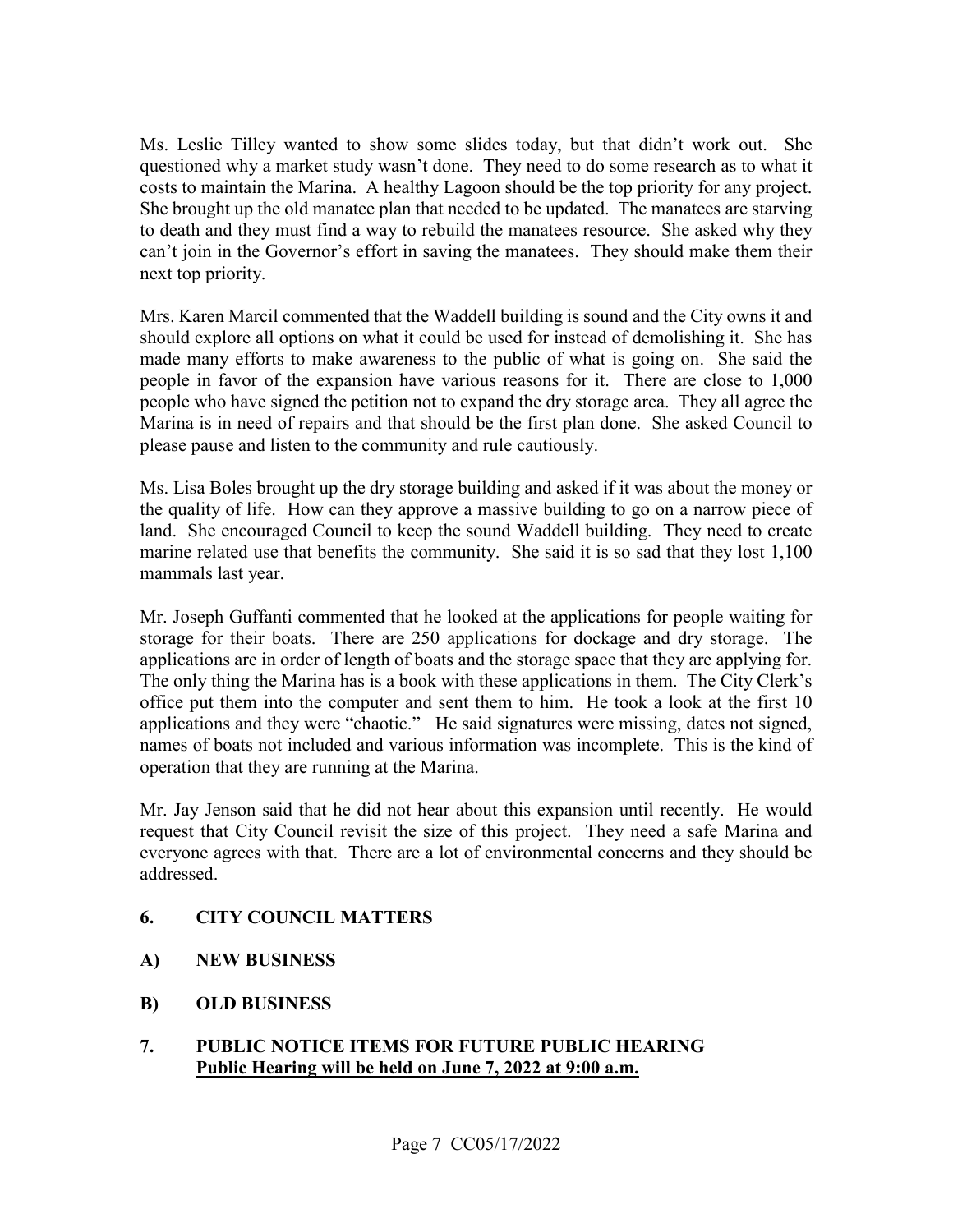Ms. Leslie Tilley wanted to show some slides today, but that didn't work out. She questioned why a market study wasn't done. They need to do some research as to what it costs to maintain the Marina. A healthy Lagoon should be the top priority for any project. She brought up the old manatee plan that needed to be updated. The manatees are starving to death and they must find a way to rebuild the manatees resource. She asked why they can't join in the Governor's effort in saving the manatees. They should make them their next top priority.

Mrs. Karen Marcil commented that the Waddell building is sound and the City owns it and should explore all options on what it could be used for instead of demolishing it. She has made many efforts to make awareness to the public of what is going on. She said the people in favor of the expansion have various reasons for it. There are close to 1,000 people who have signed the petition not to expand the dry storage area. They all agree the Marina is in need of repairs and that should be the first plan done. She asked Council to please pause and listen to the community and rule cautiously.

Ms. Lisa Boles brought up the dry storage building and asked if it was about the money or the quality of life. How can they approve a massive building to go on a narrow piece of land. She encouraged Council to keep the sound Waddell building. They need to create marine related use that benefits the community. She said it is so sad that they lost 1,100 mammals last year.

Mr. Joseph Guffanti commented that he looked at the applications for people waiting for storage for their boats. There are 250 applications for dockage and dry storage. The applications are in order of length of boats and the storage space that they are applying for. The only thing the Marina has is a book with these applications in them. The City Clerk's office put them into the computer and sent them to him. He took a look at the first 10 applications and they were "chaotic." He said signatures were missing, dates not signed, names of boats not included and various information was incomplete. This is the kind of operation that they are running at the Marina.

Mr. Jay Jenson said that he did not hear about this expansion until recently. He would request that City Council revisit the size of this project. They need a safe Marina and everyone agrees with that. There are a lot of environmental concerns and they should be addressed.

## 6. CITY COUNCIL MATTERS

### A) NEW BUSINESS

### B) OLD BUSINESS

## 7. PUBLIC NOTICE ITEMS FOR FUTURE PUBLIC HEARING

**Public Hearing will be held on June 7, 2022 at 9:00 a.m.**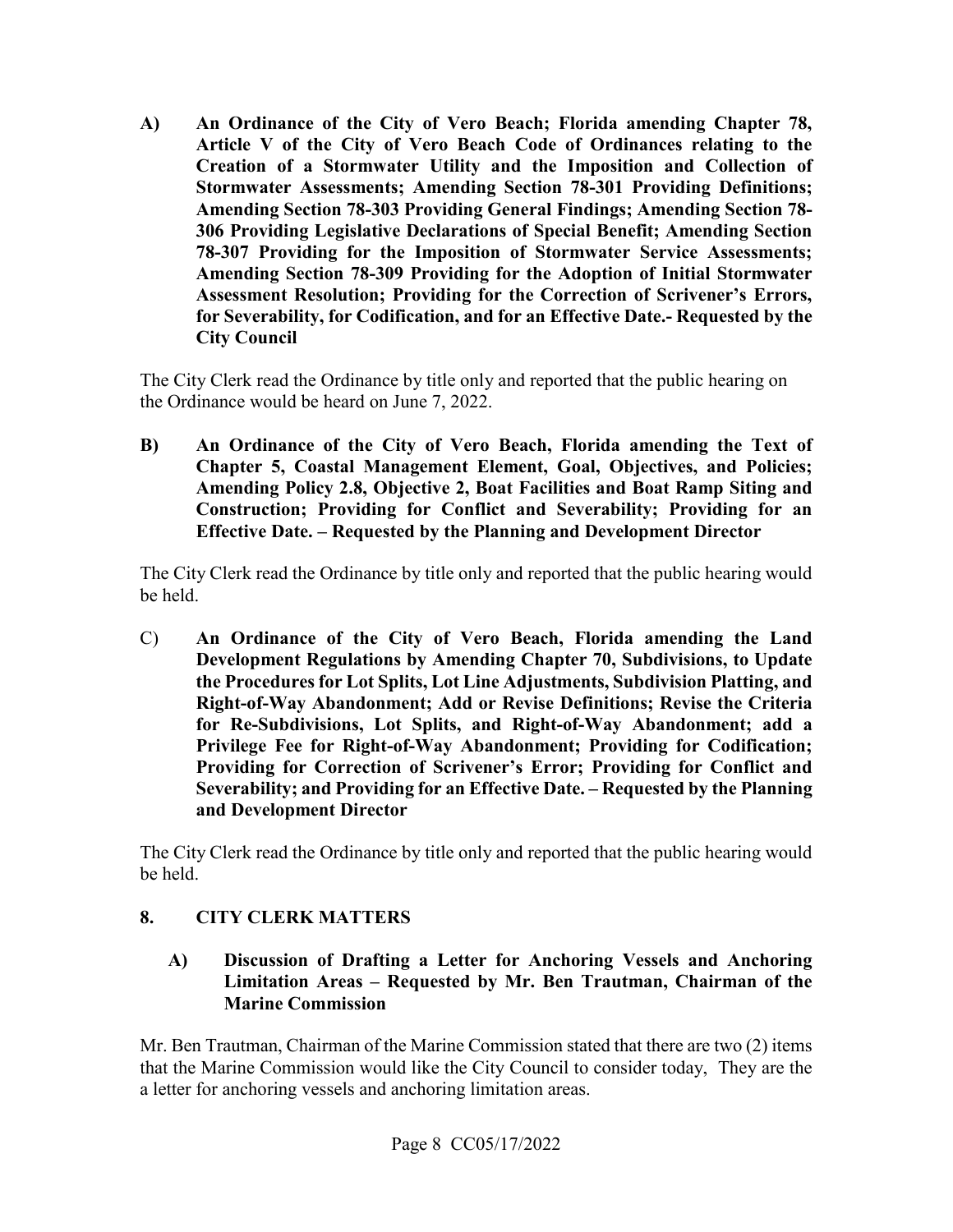**A) An Ordinance of the City of Vero Beach; Florida amending Chapter 78, Article V of the City of Vero Beach Code of Ordinances relating to the Creation of a Stormwater Utility and the Imposition and Collection of Stormwater Assessments; Amending Section 78-301 Providing Definitions; Amending Section 78-303 Providing General Findings; Amending Section 78-306 Providing Legislative Declarations of Special Benefit; Amending Section 78-307 Providing for the Imposition of Stormwater Service Assessments; Amending Section 78-309 Providing for the Adoption of Initial Stormwater Assessment Resolution; Providing for the Correction of Scrivener's Errors, for Severability, for Codification, and for an Effective Date.- Requested by the City Council**

The City Clerk read the Ordinance by title only and reported that the public hearing on the Ordinance would be heard on June 7, 2022.

**B) An Ordinance of the City of Vero Beach, Florida amending the Text of Chapter 5, Coastal Management Element, Goal, Objectives, and Policies; Amending Policy 2.8, Objective 2, Boat Facilities and Boat Ramp Siting and Construction; Providing for Conflict and Severability; Providing for an Effective Date. – Requested by the Planning and Development Director**

The City Clerk read the Ordinance by title only and reported that the public hearing would be held.

C) **An Ordinance of the City of Vero Beach, Florida amending the Land Development Regulations by Amending Chapter 70, Subdivisions, to Update the Procedures for Lot Splits, Lot Line Adjustments, Subdivision Platting, and Right-of-Way Abandonment; Add or Revise Definitions; Revise the Criteria for Re-Subdivisions, Lot Splits, and Right-of-Way Abandonment; add a Privilege Fee for Right-of-Way Abandonment; Providing for Codification; Providing for Correction of Scrivener's Error; Providing for Conflict and Severability; and Providing for an Effective Date. – Requested by the Planning and Development Director**

The City Clerk read the Ordinance by title only and reported that the public hearing would be held.

## 8. CITY CLERK MATTERS

**A) Discussion of Drafting a Letter for Anchoring Vessels and Anchoring Limitation Areas – Requested by Mr. Ben Trautman, Chairman of the Marine Commission**

Mr. Ben Trautman, Chairman of the Marine Commission stated that there are two (2) items that the Marine Commission would like the City Council to consider today, They are the a letter for anchoring vessels and anchoring limitation areas.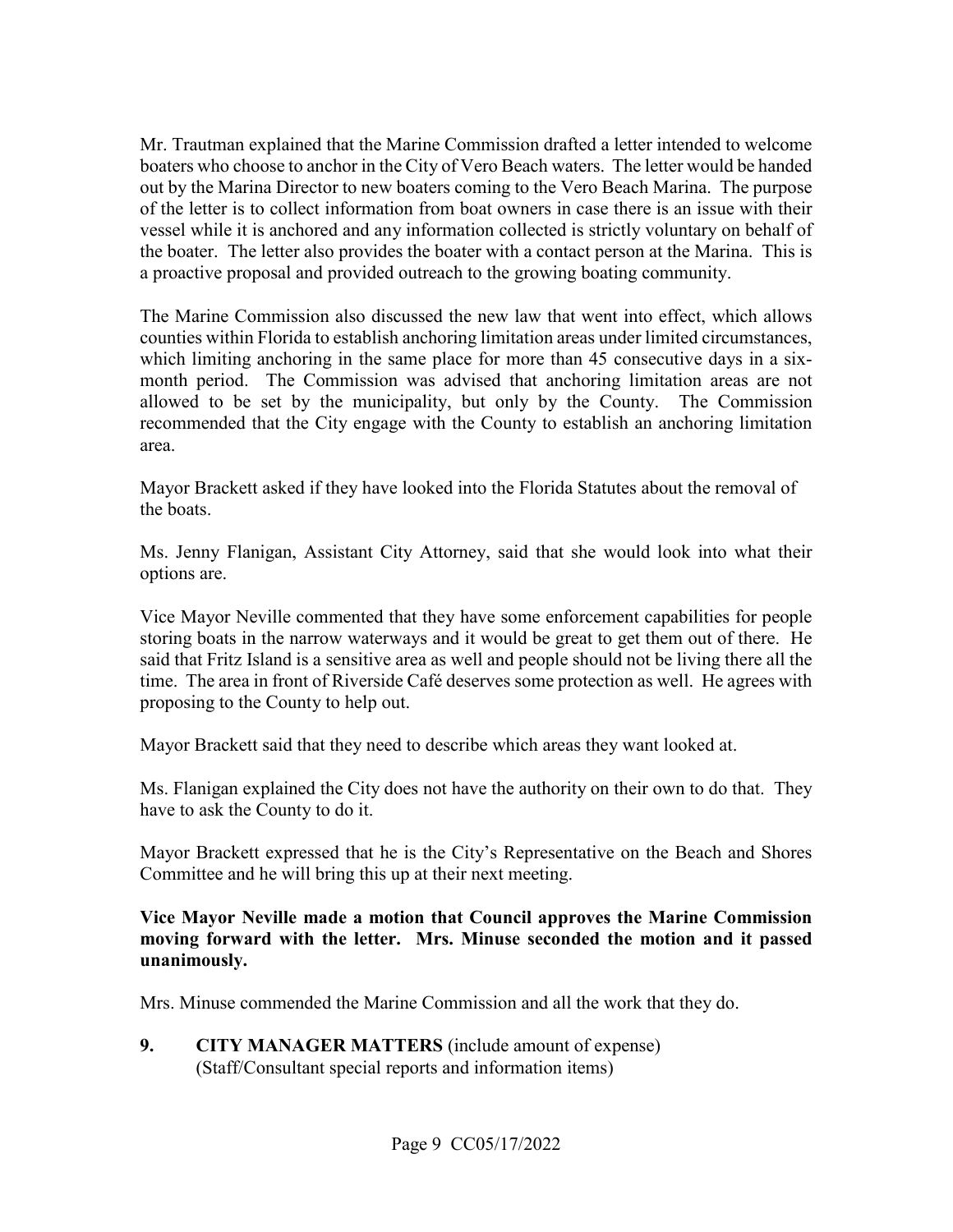Mr. Trautman explained that the Marine Commission drafted a letter intended to welcome boaters who choose to anchor in the City of Vero Beach waters. The letter would be handed out by the Marina Director to new boaters coming to the Vero Beach Marina. The purpose of the letter is to collect information from boat owners in case there is an issue with their vessel while it is anchored and any information collected is strictly voluntary on behalf of the boater. The letter also provides the boater with a contact person at the Marina. This is a proactive proposal and provided outreach to the growing boating community.

The Marine Commission also discussed the new law that went into effect, which allows counties within Florida to establish anchoring limitation areas under limited circumstances, which limiting anchoring in the same place for more than 45 consecutive days in a six-month period. The Commission was advised that anchoring limitation areas are not allowed to be set by the municipality, but only by the County. The Commission recommended that the City engage with the County to establish an anchoring limitation area.

Mayor Brackett asked if they have looked into the Florida Statutes about the removal of the boats.

Ms. Jenny Flanigan, Assistant City Attorney, said that she would look into what their options are.

Vice Mayor Neville commented that they have some enforcement capabilities for people storing boats in the narrow waterways and it would be great to get them out of there. He said that Fritz Island is a sensitive area as well and people should not be living there all the time. The area in front of Riverside Café deserves some protection as well. He agrees with proposing to the County to help out.

Mayor Brackett said that they need to describe which areas they want looked at.

Ms. Flanigan explained the City does not have the authority on their own to do that. They have to ask the County to do it.

Mayor Brackett expressed that he is the City's Representative on the Beach and Shores Committee and he will bring this up at their next meeting.

**Vice Mayor Neville made a motion that Council approves the Marine Commission moving forward with the letter. Mrs. Minuse seconded the motion and it passed unanimously.**

Mrs. Minuse commended the Marine Commission and all the work that they do.

**9. CITY MANAGER MATTERS** (include amount of expense)
(Staff/Consultant special reports and information items)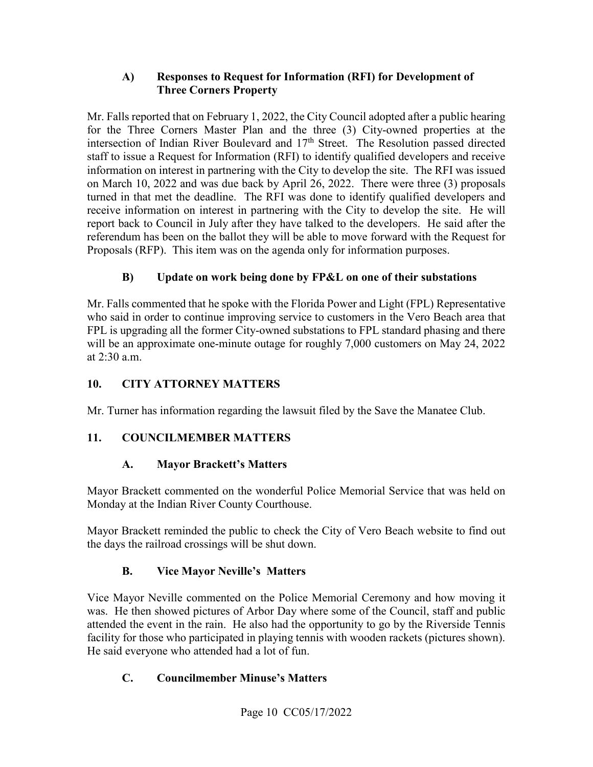### A) Responses to Request for Information (RFI) for Development of Three Corners Property

Mr. Falls reported that on February 1, 2022, the City Council adopted after a public hearing for the Three Corners Master Plan and the three (3) City-owned properties at the intersection of Indian River Boulevard and 17th Street. The Resolution passed directed staff to issue a Request for Information (RFI) to identify qualified developers and receive information on interest in partnering with the City to develop the site. The RFI was issued on March 10, 2022 and was due back by April 26, 2022. There were three (3) proposals turned in that met the deadline. The RFI was done to identify qualified developers and receive information on interest in partnering with the City to develop the site. He will report back to Council in July after they have talked to the developers. He said after the referendum has been on the ballot they will be able to move forward with the Request for Proposals (RFP). This item was on the agenda only for information purposes.

### B) Update on work being done by FP&L on one of their substations

Mr. Falls commented that he spoke with the Florida Power and Light (FPL) Representative who said in order to continue improving service to customers in the Vero Beach area that FPL is upgrading all the former City-owned substations to FPL standard phasing and there will be an approximate one-minute outage for roughly 7,000 customers on May 24, 2022 at 2:30 a.m.

## 10. CITY ATTORNEY MATTERS

Mr. Turner has information regarding the lawsuit filed by the Save the Manatee Club.

## 11. COUNCILMEMBER MATTERS

### A. Mayor Brackett's Matters

Mayor Brackett commented on the wonderful Police Memorial Service that was held on Monday at the Indian River County Courthouse.

Mayor Brackett reminded the public to check the City of Vero Beach website to find out the days the railroad crossings will be shut down.

### B. Vice Mayor Neville's Matters

Vice Mayor Neville commented on the Police Memorial Ceremony and how moving it was. He then showed pictures of Arbor Day where some of the Council, staff and public attended the event in the rain. He also had the opportunity to go by the Riverside Tennis facility for those who participated in playing tennis with wooden rackets (pictures shown). He said everyone who attended had a lot of fun.

### C. Councilmember Minuse's Matters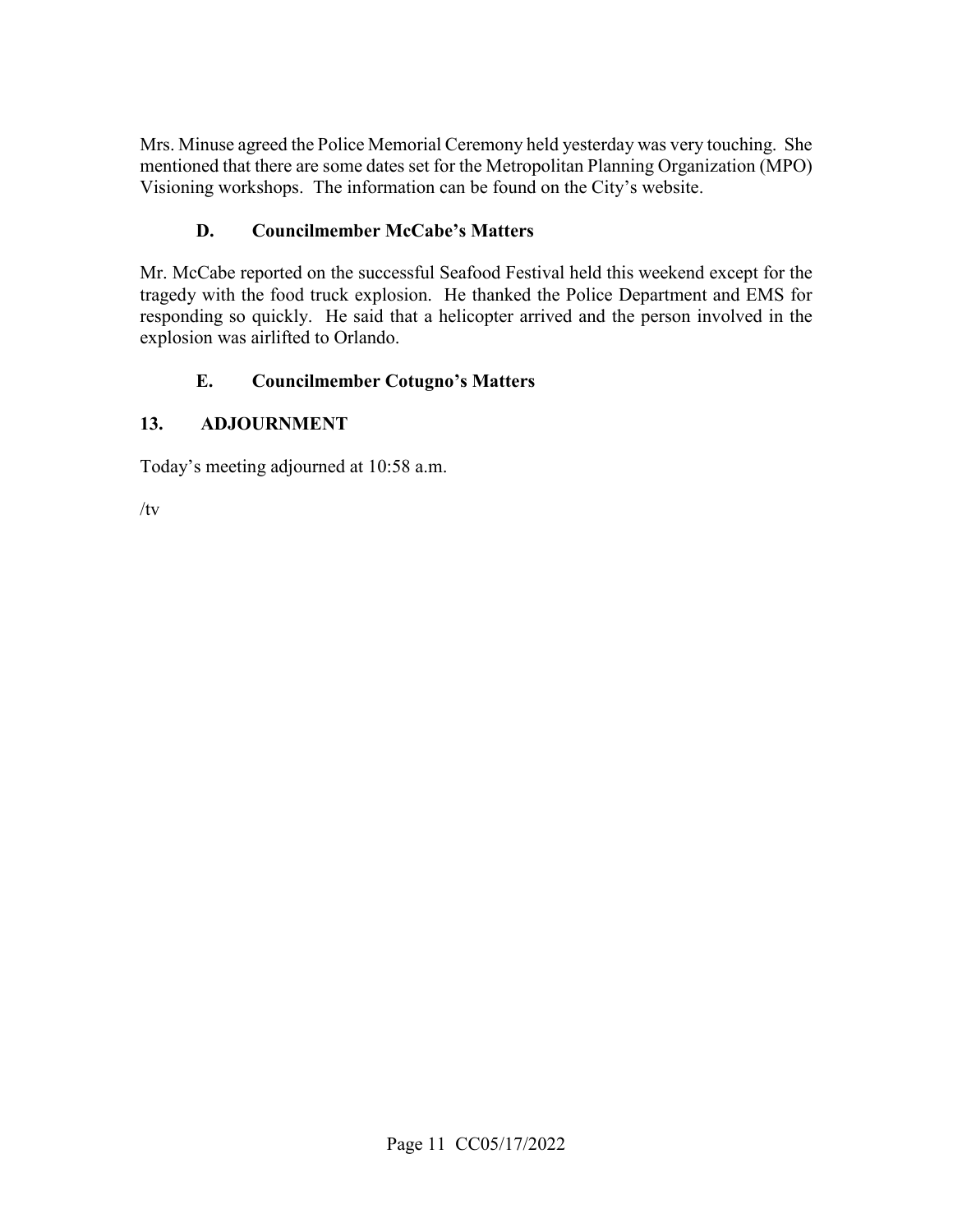Mrs. Minuse agreed the Police Memorial Ceremony held yesterday was very touching. She mentioned that there are some dates set for the Metropolitan Planning Organization (MPO) Visioning workshops. The information can be found on the City's website.

### D. Councilmember McCabe's Matters

Mr. McCabe reported on the successful Seafood Festival held this weekend except for the tragedy with the food truck explosion. He thanked the Police Department and EMS for responding so quickly. He said that a helicopter arrived and the person involved in the explosion was airlifted to Orlando.

### E. Councilmember Cotugno's Matters

## 13. ADJOURNMENT

Today's meeting adjourned at 10:58 a.m.

/tv